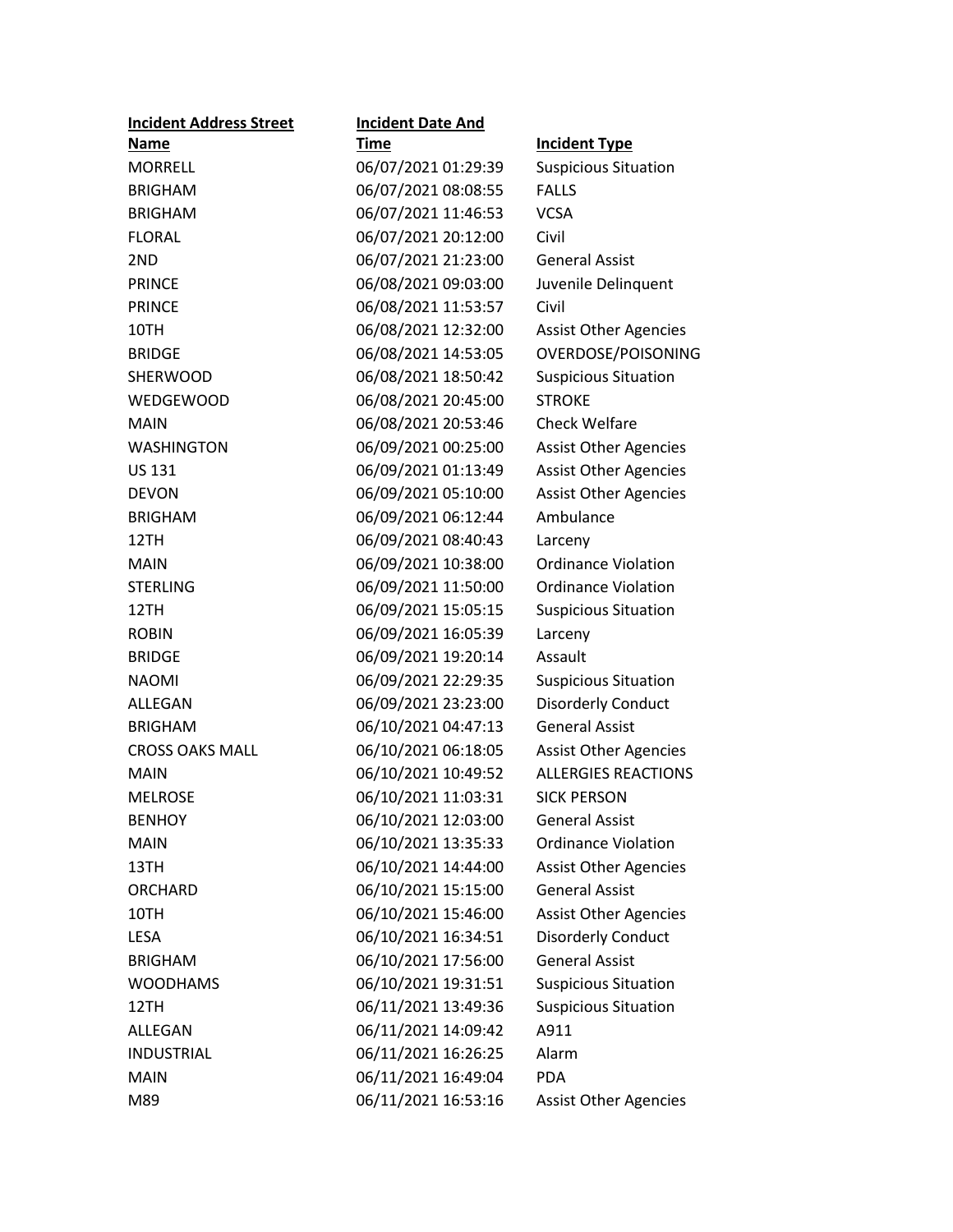| Incident Address Street Name | Incident Date And Time | Incident Type |
| --- | --- | --- |
| MORRELL | 06/07/2021 01:29:39 | Suspicious Situation |
| BRIGHAM | 06/07/2021 08:08:55 | FALLS |
| BRIGHAM | 06/07/2021 11:46:53 | VCSA |
| FLORAL | 06/07/2021 20:12:00 | Civil |
| 2ND | 06/07/2021 21:23:00 | General Assist |
| PRINCE | 06/08/2021 09:03:00 | Juvenile Delinquent |
| PRINCE | 06/08/2021 11:53:57 | Civil |
| 10TH | 06/08/2021 12:32:00 | Assist Other Agencies |
| BRIDGE | 06/08/2021 14:53:05 | OVERDOSE/POISONING |
| SHERWOOD | 06/08/2021 18:50:42 | Suspicious Situation |
| WEDGEWOOD | 06/08/2021 20:45:00 | STROKE |
| MAIN | 06/08/2021 20:53:46 | Check Welfare |
| WASHINGTON | 06/09/2021 00:25:00 | Assist Other Agencies |
| US 131 | 06/09/2021 01:13:49 | Assist Other Agencies |
| DEVON | 06/09/2021 05:10:00 | Assist Other Agencies |
| BRIGHAM | 06/09/2021 06:12:44 | Ambulance |
| 12TH | 06/09/2021 08:40:43 | Larceny |
| MAIN | 06/09/2021 10:38:00 | Ordinance Violation |
| STERLING | 06/09/2021 11:50:00 | Ordinance Violation |
| 12TH | 06/09/2021 15:05:15 | Suspicious Situation |
| ROBIN | 06/09/2021 16:05:39 | Larceny |
| BRIDGE | 06/09/2021 19:20:14 | Assault |
| NAOMI | 06/09/2021 22:29:35 | Suspicious Situation |
| ALLEGAN | 06/09/2021 23:23:00 | Disorderly Conduct |
| BRIGHAM | 06/10/2021 04:47:13 | General Assist |
| CROSS OAKS MALL | 06/10/2021 06:18:05 | Assist Other Agencies |
| MAIN | 06/10/2021 10:49:52 | ALLERGIES REACTIONS |
| MELROSE | 06/10/2021 11:03:31 | SICK PERSON |
| BENHOY | 06/10/2021 12:03:00 | General Assist |
| MAIN | 06/10/2021 13:35:33 | Ordinance Violation |
| 13TH | 06/10/2021 14:44:00 | Assist Other Agencies |
| ORCHARD | 06/10/2021 15:15:00 | General Assist |
| 10TH | 06/10/2021 15:46:00 | Assist Other Agencies |
| LESA | 06/10/2021 16:34:51 | Disorderly Conduct |
| BRIGHAM | 06/10/2021 17:56:00 | General Assist |
| WOODHAMS | 06/10/2021 19:31:51 | Suspicious Situation |
| 12TH | 06/11/2021 13:49:36 | Suspicious Situation |
| ALLEGAN | 06/11/2021 14:09:42 | A911 |
| INDUSTRIAL | 06/11/2021 16:26:25 | Alarm |
| MAIN | 06/11/2021 16:49:04 | PDA |
| M89 | 06/11/2021 16:53:16 | Assist Other Agencies |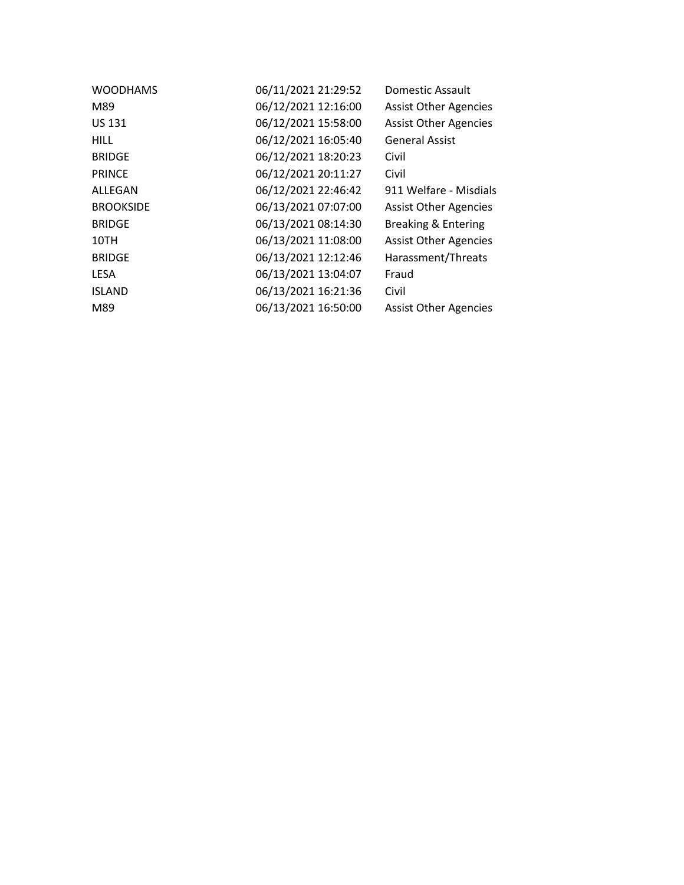| | | |
|---|---|---|
| WOODHAMS | 06/11/2021 21:29:52 | Domestic Assault |
| M89 | 06/12/2021 12:16:00 | Assist Other Agencies |
| US 131 | 06/12/2021 15:58:00 | Assist Other Agencies |
| HILL | 06/12/2021 16:05:40 | General Assist |
| BRIDGE | 06/12/2021 18:20:23 | Civil |
| PRINCE | 06/12/2021 20:11:27 | Civil |
| ALLEGAN | 06/12/2021 22:46:42 | 911 Welfare - Misdials |
| BROOKSIDE | 06/13/2021 07:07:00 | Assist Other Agencies |
| BRIDGE | 06/13/2021 08:14:30 | Breaking & Entering |
| 10TH | 06/13/2021 11:08:00 | Assist Other Agencies |
| BRIDGE | 06/13/2021 12:12:46 | Harassment/Threats |
| LESA | 06/13/2021 13:04:07 | Fraud |
| ISLAND | 06/13/2021 16:21:36 | Civil |
| M89 | 06/13/2021 16:50:00 | Assist Other Agencies |